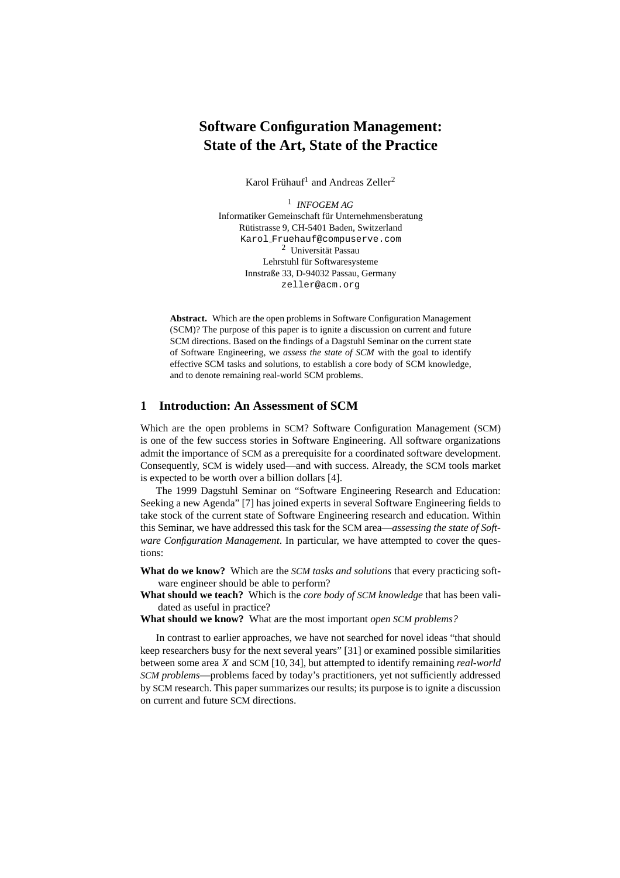# Software Configuration Management: State of the Art, State of the Practice

Karol Frühauf[1] and Andreas Zeller[2]

[1] *INFOGEM AG*
Informatiker Gemeinschaft für Unternehmensberatung
Rütistrasse 9, CH-5401 Baden, Switzerland
Karol_Fruehauf@compuserve.com

[2] Universität Passau
Lehrstuhl für Softwaresysteme
Innstraße 33, D-94032 Passau, Germany
zeller@acm.org

**Abstract.** Which are the open problems in Software Configuration Management (SCM)? The purpose of this paper is to ignite a discussion on current and future SCM directions. Based on the findings of a Dagstuhl Seminar on the current state of Software Engineering, we *assess the state of SCM* with the goal to identify effective SCM tasks and solutions, to establish a core body of SCM knowledge, and to denote remaining real-world SCM problems.

## 1 Introduction: An Assessment of SCM

Which are the open problems in SCM? Software Configuration Management (SCM) is one of the few success stories in Software Engineering. All software organizations admit the importance of SCM as a prerequisite for a coordinated software development. Consequently, SCM is widely used—and with success. Already, the SCM tools market is expected to be worth over a billion dollars [4].

The 1999 Dagstuhl Seminar on "Software Engineering Research and Education: Seeking a new Agenda" [7] has joined experts in several Software Engineering fields to take stock of the current state of Software Engineering research and education. Within this Seminar, we have addressed this task for the SCM area—*assessing the state of Software Configuration Management*. In particular, we have attempted to cover the questions:

**What do we know?** Which are the *SCM tasks and solutions* that every practicing software engineer should be able to perform?

**What should we teach?** Which is the *core body of SCM knowledge* that has been validated as useful in practice?

**What should we know?** What are the most important *open SCM problems?*

In contrast to earlier approaches, we have not searched for novel ideas "that should keep researchers busy for the next several years" [31] or examined possible similarities between some area $X$ and SCM [10, 34], but attempted to identify remaining *real-world SCM problems*—problems faced by today's practitioners, yet not sufficiently addressed by SCM research. This paper summarizes our results; its purpose is to ignite a discussion on current and future SCM directions.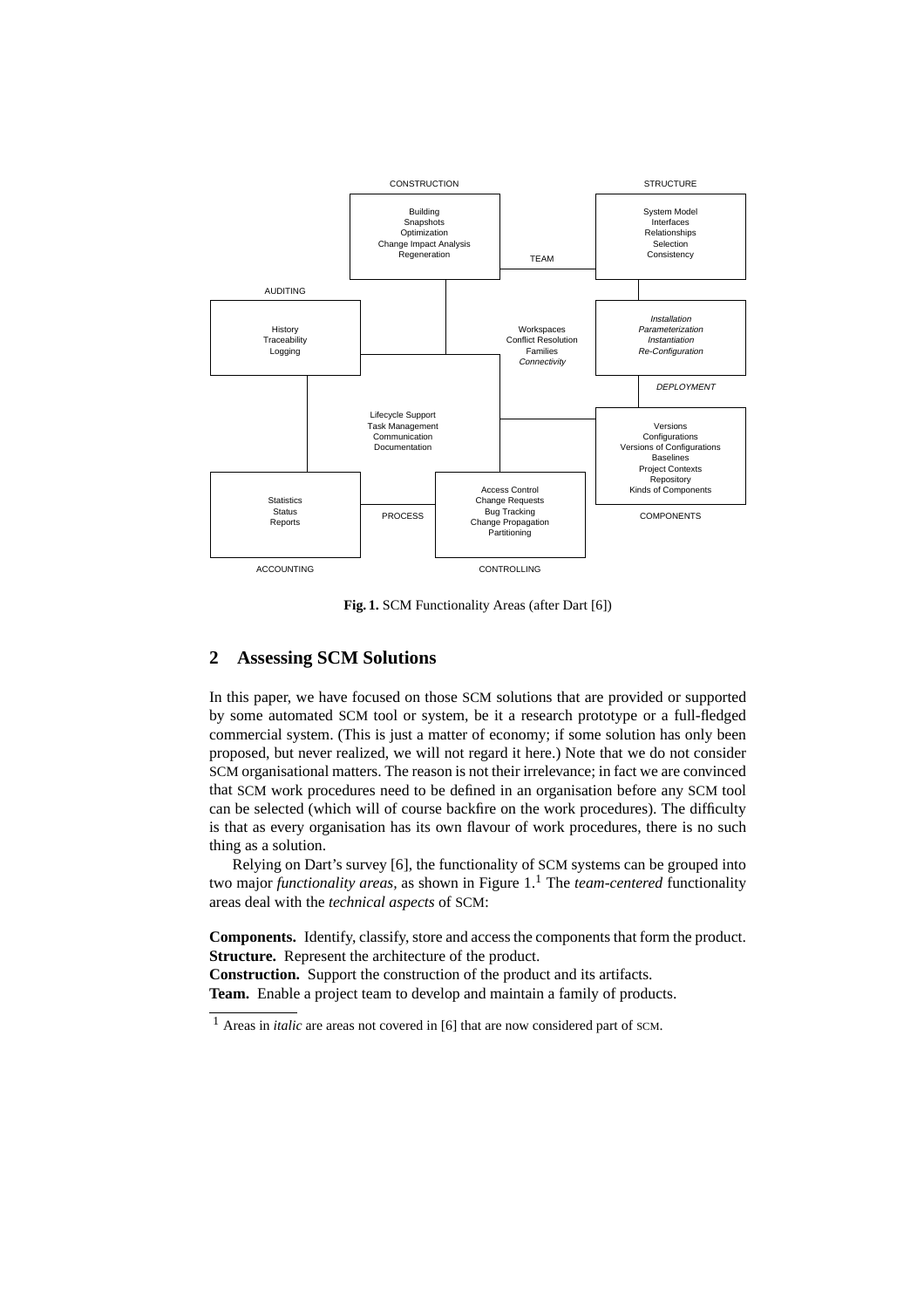**Fig. 1.** SCM Functionality Areas (after Dart [6])

## 2 Assessing SCM Solutions

In this paper, we have focused on those SCM solutions that are provided or supported by some automated SCM tool or system, be it a research prototype or a full-fledged commercial system. (This is just a matter of economy; if some solution has only been proposed, but never realized, we will not regard it here.) Note that we do not consider SCM organisational matters. The reason is not their irrelevance; in fact we are convinced that SCM work procedures need to be defined in an organisation before any SCM tool can be selected (which will of course backfire on the work procedures). The difficulty is that as every organisation has its own flavour of work procedures, there is no such thing as a solution.

Relying on Dart's survey [6], the functionality of SCM systems can be grouped into two major *functionality areas,* as shown in Figure 1.[1] The *team-centered* functionality areas deal with the *technical aspects* of SCM:

**Components.** Identify, classify, store and access the components that form the product.
**Structure.** Represent the architecture of the product.
**Construction.** Support the construction of the product and its artifacts.
**Team.** Enable a project team to develop and maintain a family of products.

[1] Areas in *italic* are areas not covered in [6] that are now considered part of SCM.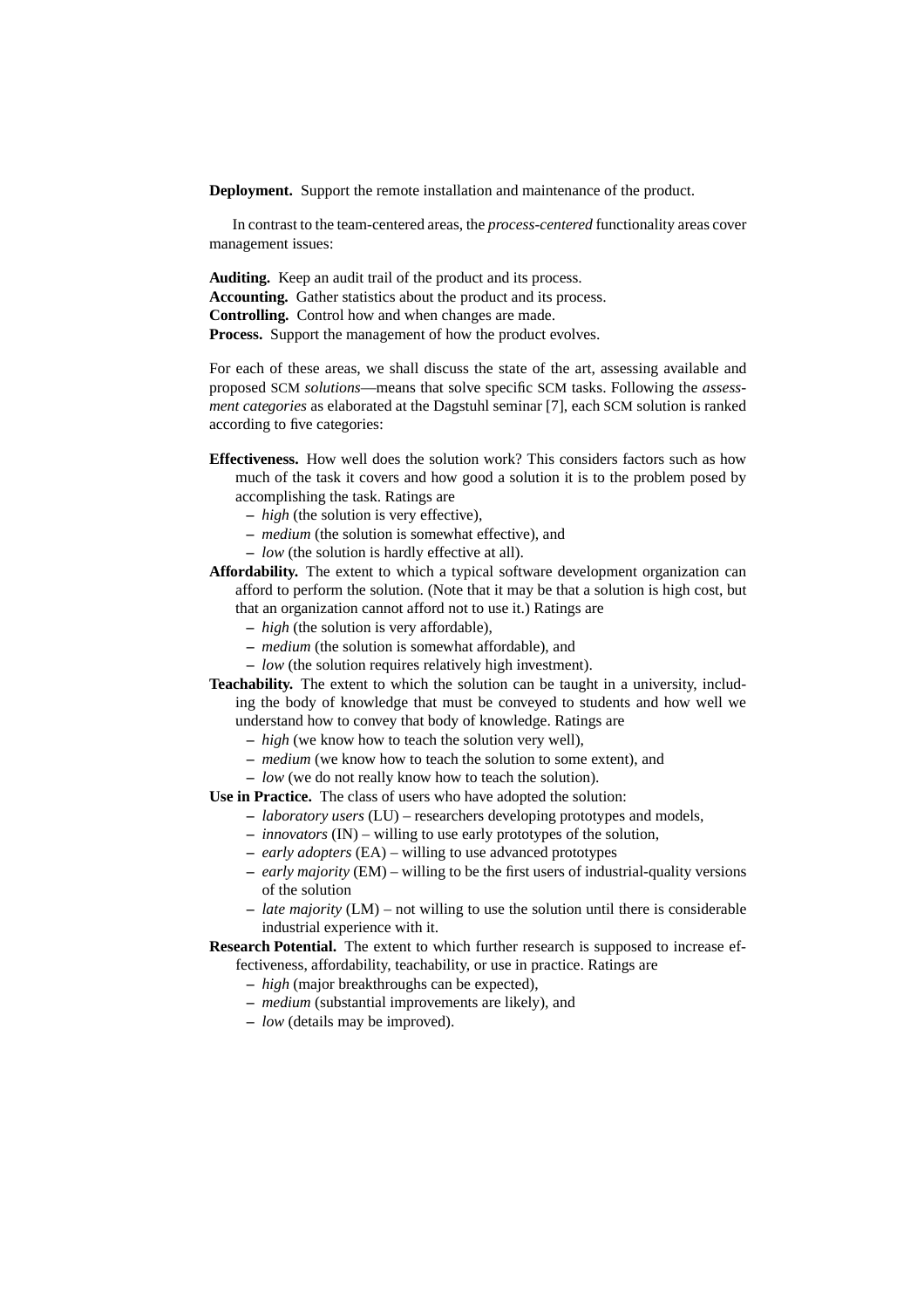**Deployment.** Support the remote installation and maintenance of the product.

In contrast to the team-centered areas, the *process-centered* functionality areas cover management issues:

**Auditing.** Keep an audit trail of the product and its process.
**Accounting.** Gather statistics about the product and its process.
**Controlling.** Control how and when changes are made.
**Process.** Support the management of how the product evolves.

For each of these areas, we shall discuss the state of the art, assessing available and proposed SCM *solutions*—means that solve specific SCM tasks. Following the *assessment categories* as elaborated at the Dagstuhl seminar [7], each SCM solution is ranked according to five categories:

**Effectiveness.** How well does the solution work? This considers factors such as how much of the task it covers and how good a solution it is to the problem posed by accomplishing the task. Ratings are
- *high* (the solution is very effective),
- *medium* (the solution is somewhat effective), and
- *low* (the solution is hardly effective at all).

**Affordability.** The extent to which a typical software development organization can afford to perform the solution. (Note that it may be that a solution is high cost, but that an organization cannot afford not to use it.) Ratings are
- *high* (the solution is very affordable),
- *medium* (the solution is somewhat affordable), and
- *low* (the solution requires relatively high investment).

**Teachability.** The extent to which the solution can be taught in a university, including the body of knowledge that must be conveyed to students and how well we understand how to convey that body of knowledge. Ratings are
- *high* (we know how to teach the solution very well),
- *medium* (we know how to teach the solution to some extent), and
- *low* (we do not really know how to teach the solution).

**Use in Practice.** The class of users who have adopted the solution:
- *laboratory users* (LU) – researchers developing prototypes and models,
- *innovators* (IN) – willing to use early prototypes of the solution,
- *early adopters* (EA) – willing to use advanced prototypes
- *early majority* (EM) – willing to be the first users of industrial-quality versions of the solution
- *late majority* (LM) – not willing to use the solution until there is considerable industrial experience with it.

**Research Potential.** The extent to which further research is supposed to increase effectiveness, affordability, teachability, or use in practice. Ratings are
- *high* (major breakthroughs can be expected),
- *medium* (substantial improvements are likely), and
- *low* (details may be improved).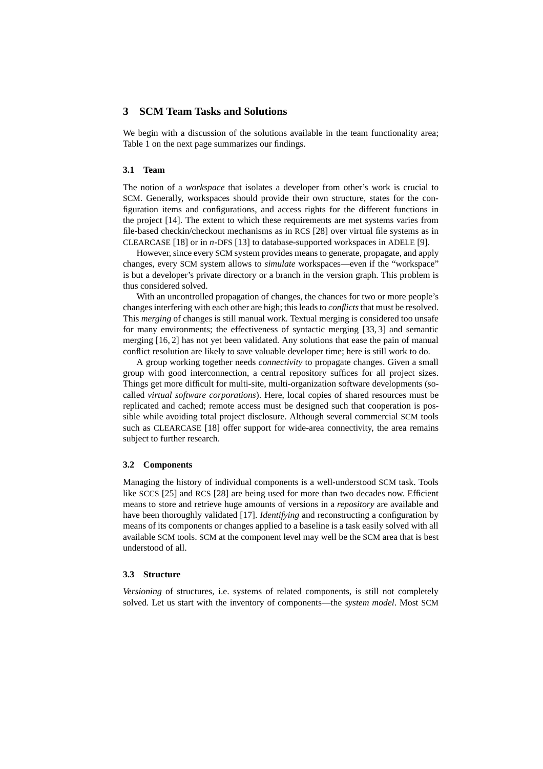## 3 SCM Team Tasks and Solutions

We begin with a discussion of the solutions available in the team functionality area; Table 1 on the next page summarizes our findings.

### 3.1 Team

The notion of a *workspace* that isolates a developer from other's work is crucial to SCM. Generally, workspaces should provide their own structure, states for the configuration items and configurations, and access rights for the different functions in the project [14]. The extent to which these requirements are met systems varies from file-based checkin/checkout mechanisms as in RCS [28] over virtual file systems as in CLEARCASE [18] or in *n*-DFS [13] to database-supported workspaces in ADELE [9].

However, since every SCM system provides means to generate, propagate, and apply changes, every SCM system allows to *simulate* workspaces—even if the "workspace" is but a developer's private directory or a branch in the version graph. This problem is thus considered solved.

With an uncontrolled propagation of changes, the chances for two or more people's changes interfering with each other are high; this leads to *conflicts* that must be resolved. This *merging* of changes is still manual work. Textual merging is considered too unsafe for many environments; the effectiveness of syntactic merging [33, 3] and semantic merging [16, 2] has not yet been validated. Any solutions that ease the pain of manual conflict resolution are likely to save valuable developer time; here is still work to do.

A group working together needs *connectivity* to propagate changes. Given a small group with good interconnection, a central repository suffices for all project sizes. Things get more difficult for multi-site, multi-organization software developments (so-called *virtual software corporations*). Here, local copies of shared resources must be replicated and cached; remote access must be designed such that cooperation is possible while avoiding total project disclosure. Although several commercial SCM tools such as CLEARCASE [18] offer support for wide-area connectivity, the area remains subject to further research.

### 3.2 Components

Managing the history of individual components is a well-understood SCM task. Tools like SCCS [25] and RCS [28] are being used for more than two decades now. Efficient means to store and retrieve huge amounts of versions in a *repository* are available and have been thoroughly validated [17]. *Identifying* and reconstructing a configuration by means of its components or changes applied to a baseline is a task easily solved with all available SCM tools. SCM at the component level may well be the SCM area that is best understood of all.

### 3.3 Structure

*Versioning* of structures, i.e. systems of related components, is still not completely solved. Let us start with the inventory of components—the *system model*. Most SCM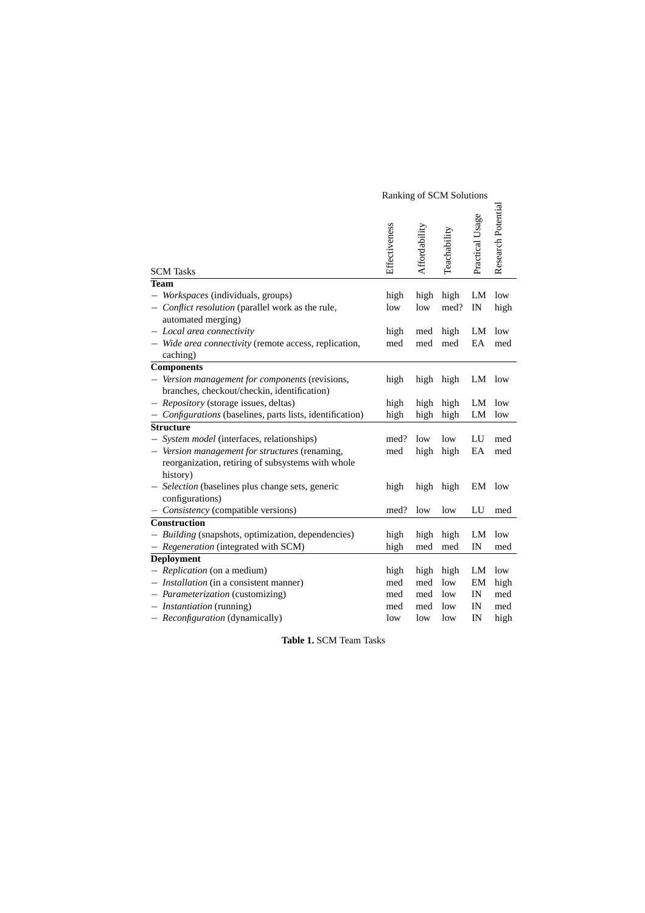| SCM Tasks | Ranking of SCM Solutions | | | | |
|---|---|---|---|---|---|
| | Effectiveness | Affordability | Teachability | Practical Usage | Research Potential |
| **Team** | | | | | |
| – *Workspaces* (individuals, groups) | high | high | high | LM | low |
| – *Conflict resolution* (parallel work as the rule, automated merging) | low | low | med? | IN | high |
| – *Local area connectivity* | high | med | high | LM | low |
| – *Wide area connectivity* (remote access, replication, caching) | med | med | med | EA | med |
| **Components** | | | | | |
| – *Version management for components* (revisions, branches, checkout/checkin, identification) | high | high | high | LM | low |
| – *Repository* (storage issues, deltas) | high | high | high | LM | low |
| – *Configurations* (baselines, parts lists, identification) | high | high | high | LM | low |
| **Structure** | | | | | |
| – *System model* (interfaces, relationships) | med? | low | low | LU | med |
| – *Version management for structures* (renaming, reorganization, retiring of subsystems with whole history) | med | high | high | EA | med |
| – *Selection* (baselines plus change sets, generic configurations) | high | high | high | EM | low |
| – *Consistency* (compatible versions) | med? | low | low | LU | med |
| **Construction** | | | | | |
| – *Building* (snapshots, optimization, dependencies) | high | high | high | LM | low |
| – *Regeneration* (integrated with SCM) | high | med | med | IN | med |
| **Deployment** | | | | | |
| – *Replication* (on a medium) | high | high | high | LM | low |
| – *Installation* (in a consistent manner) | med | med | low | EM | high |
| – *Parameterization* (customizing) | med | med | low | IN | med |
| – *Instantiation* (running) | med | med | low | IN | med |
| – *Reconfiguration* (dynamically) | low | low | low | IN | high |

**Table 1.** SCM Team Tasks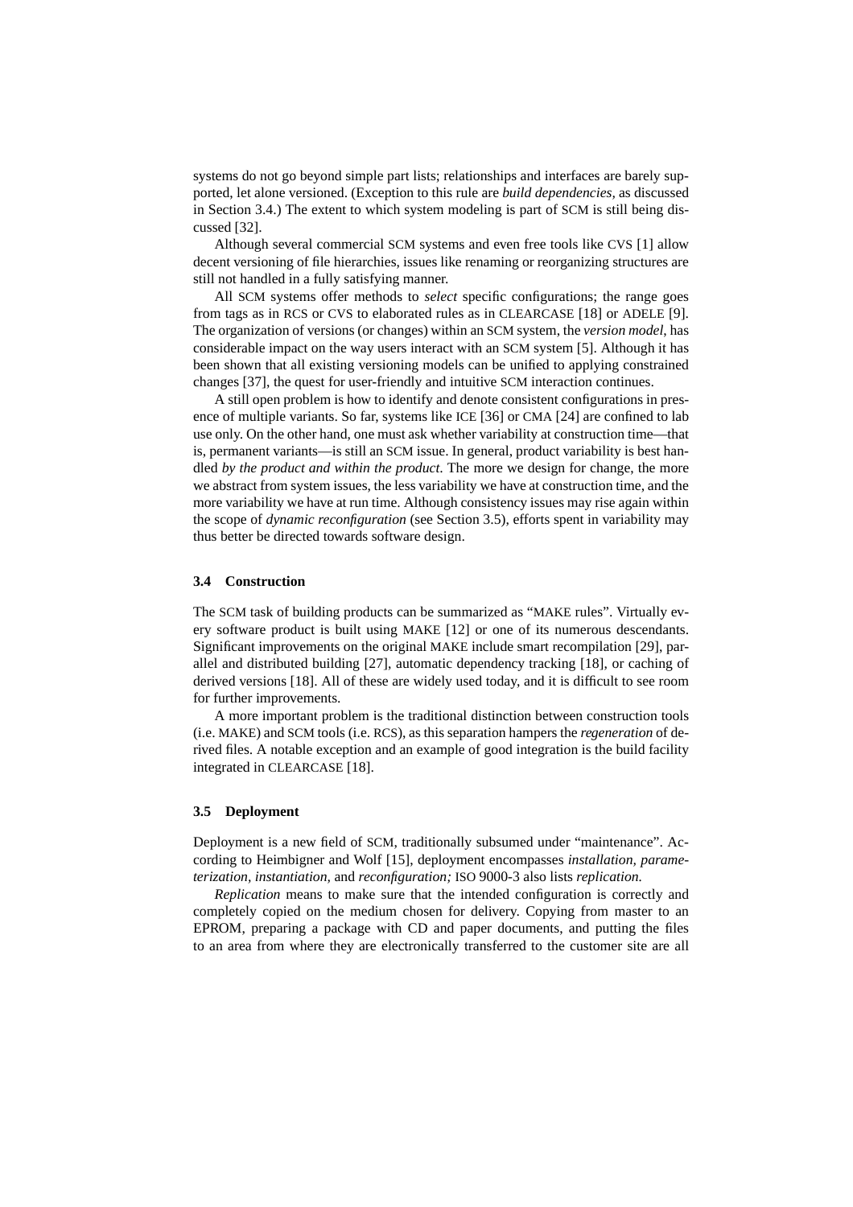systems do not go beyond simple part lists; relationships and interfaces are barely supported, let alone versioned. (Exception to this rule are *build dependencies,* as discussed in Section 3.4.) The extent to which system modeling is part of SCM is still being discussed [32].

Although several commercial SCM systems and even free tools like CVS [1] allow decent versioning of file hierarchies, issues like renaming or reorganizing structures are still not handled in a fully satisfying manner.

All SCM systems offer methods to *select* specific configurations; the range goes from tags as in RCS or CVS to elaborated rules as in CLEARCASE [18] or ADELE [9]. The organization of versions (or changes) within an SCM system, the *version model,* has considerable impact on the way users interact with an SCM system [5]. Although it has been shown that all existing versioning models can be unified to applying constrained changes [37], the quest for user-friendly and intuitive SCM interaction continues.

A still open problem is how to identify and denote consistent configurations in presence of multiple variants. So far, systems like ICE [36] or CMA [24] are confined to lab use only. On the other hand, one must ask whether variability at construction time—that is, permanent variants—is still an SCM issue. In general, product variability is best handled *by the product and within the product.* The more we design for change, the more we abstract from system issues, the less variability we have at construction time, and the more variability we have at run time. Although consistency issues may rise again within the scope of *dynamic reconfiguration* (see Section 3.5), efforts spent in variability may thus better be directed towards software design.

### 3.4 Construction

The SCM task of building products can be summarized as "MAKE rules". Virtually every software product is built using MAKE [12] or one of its numerous descendants. Significant improvements on the original MAKE include smart recompilation [29], parallel and distributed building [27], automatic dependency tracking [18], or caching of derived versions [18]. All of these are widely used today, and it is difficult to see room for further improvements.

A more important problem is the traditional distinction between construction tools (i.e. MAKE) and SCM tools (i.e. RCS), as this separation hampers the *regeneration* of derived files. A notable exception and an example of good integration is the build facility integrated in CLEARCASE [18].

### 3.5 Deployment

Deployment is a new field of SCM, traditionally subsumed under "maintenance". According to Heimbigner and Wolf [15], deployment encompasses *installation, parameterization, instantiation,* and *reconfiguration;* ISO 9000-3 also lists *replication.*

*Replication* means to make sure that the intended configuration is correctly and completely copied on the medium chosen for delivery. Copying from master to an EPROM, preparing a package with CD and paper documents, and putting the files to an area from where they are electronically transferred to the customer site are all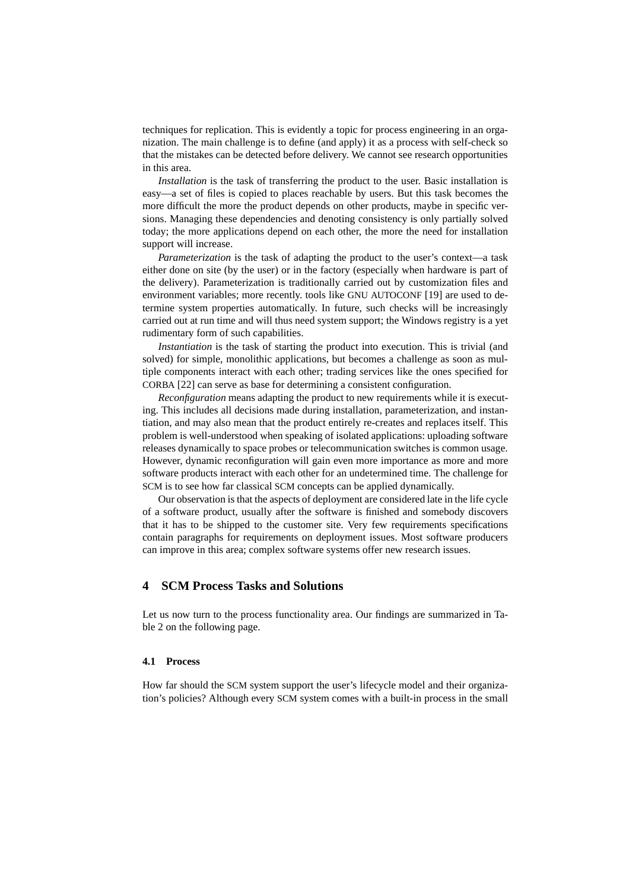techniques for replication. This is evidently a topic for process engineering in an organization. The main challenge is to define (and apply) it as a process with self-check so that the mistakes can be detected before delivery. We cannot see research opportunities in this area.

*Installation* is the task of transferring the product to the user. Basic installation is easy—a set of files is copied to places reachable by users. But this task becomes the more difficult the more the product depends on other products, maybe in specific versions. Managing these dependencies and denoting consistency is only partially solved today; the more applications depend on each other, the more the need for installation support will increase.

*Parameterization* is the task of adapting the product to the user's context—a task either done on site (by the user) or in the factory (especially when hardware is part of the delivery). Parameterization is traditionally carried out by customization files and environment variables; more recently. tools like GNU AUTOCONF [19] are used to determine system properties automatically. In future, such checks will be increasingly carried out at run time and will thus need system support; the Windows registry is a yet rudimentary form of such capabilities.

*Instantiation* is the task of starting the product into execution. This is trivial (and solved) for simple, monolithic applications, but becomes a challenge as soon as multiple components interact with each other; trading services like the ones specified for CORBA [22] can serve as base for determining a consistent configuration.

*Reconfiguration* means adapting the product to new requirements while it is executing. This includes all decisions made during installation, parameterization, and instantiation, and may also mean that the product entirely re-creates and replaces itself. This problem is well-understood when speaking of isolated applications: uploading software releases dynamically to space probes or telecommunication switches is common usage. However, dynamic reconfiguration will gain even more importance as more and more software products interact with each other for an undetermined time. The challenge for SCM is to see how far classical SCM concepts can be applied dynamically.

Our observation is that the aspects of deployment are considered late in the life cycle of a software product, usually after the software is finished and somebody discovers that it has to be shipped to the customer site. Very few requirements specifications contain paragraphs for requirements on deployment issues. Most software producers can improve in this area; complex software systems offer new research issues.

## 4 SCM Process Tasks and Solutions

Let us now turn to the process functionality area. Our findings are summarized in Table 2 on the following page.

### 4.1 Process

How far should the SCM system support the user's lifecycle model and their organization's policies? Although every SCM system comes with a built-in process in the small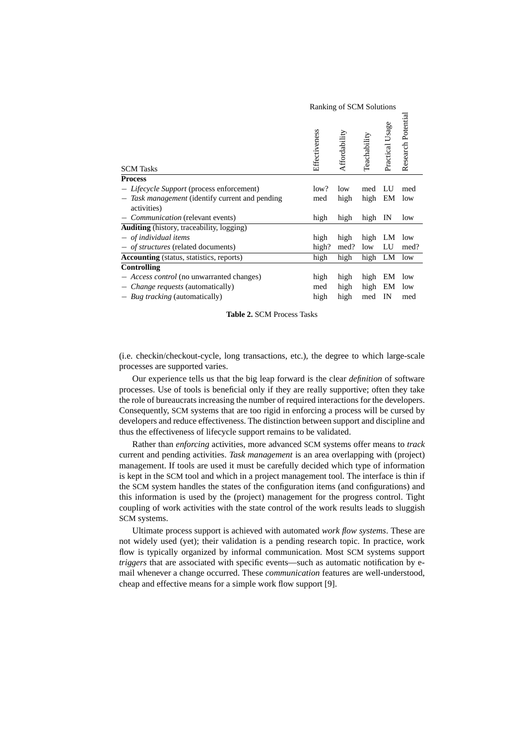| SCM Tasks | Ranking of SCM Solutions | | | | |
|---|---|---|---|---|---|
| | Effectiveness | Affordability | Teachability | Practical Usage | Research Potential |
| **Process** | | | | | |
| – *Lifecycle Support* (process enforcement) | low? | low | med | LU | med |
| – *Task management* (identify current and pending activities) | med | high | high | EM | low |
| – *Communication* (relevant events) | high | high | high | IN | low |
| **Auditing** (history, traceability, logging) | | | | | |
| – *of individual items* | high | high | high | LM | low |
| – *of structures* (related documents) | high? | med? | low | LU | med? |
| **Accounting** (status, statistics, reports) | high | high | high | LM | low |
| **Controlling** | | | | | |
| – *Access control* (no unwarranted changes) | high | high | high | EM | low |
| – *Change requests* (automatically) | med | high | high | EM | low |
| – *Bug tracking* (automatically) | high | high | med | IN | med |

**Table 2.** SCM Process Tasks

(i.e. checkin/checkout-cycle, long transactions, etc.), the degree to which large-scale processes are supported varies.

Our experience tells us that the big leap forward is the clear *definition* of software processes. Use of tools is beneficial only if they are really supportive; often they take the role of bureaucrats increasing the number of required interactions for the developers. Consequently, SCM systems that are too rigid in enforcing a process will be cursed by developers and reduce effectiveness. The distinction between support and discipline and thus the effectiveness of lifecycle support remains to be validated.

Rather than *enforcing* activities, more advanced SCM systems offer means to *track* current and pending activities. *Task management* is an area overlapping with (project) management. If tools are used it must be carefully decided which type of information is kept in the SCM tool and which in a project management tool. The interface is thin if the SCM system handles the states of the configuration items (and configurations) and this information is used by the (project) management for the progress control. Tight coupling of work activities with the state control of the work results leads to sluggish SCM systems.

Ultimate process support is achieved with automated *work flow systems*. These are not widely used (yet); their validation is a pending research topic. In practice, work flow is typically organized by informal communication. Most SCM systems support *triggers* that are associated with specific events—such as automatic notification by e-mail whenever a change occurred. These *communication* features are well-understood, cheap and effective means for a simple work flow support [9].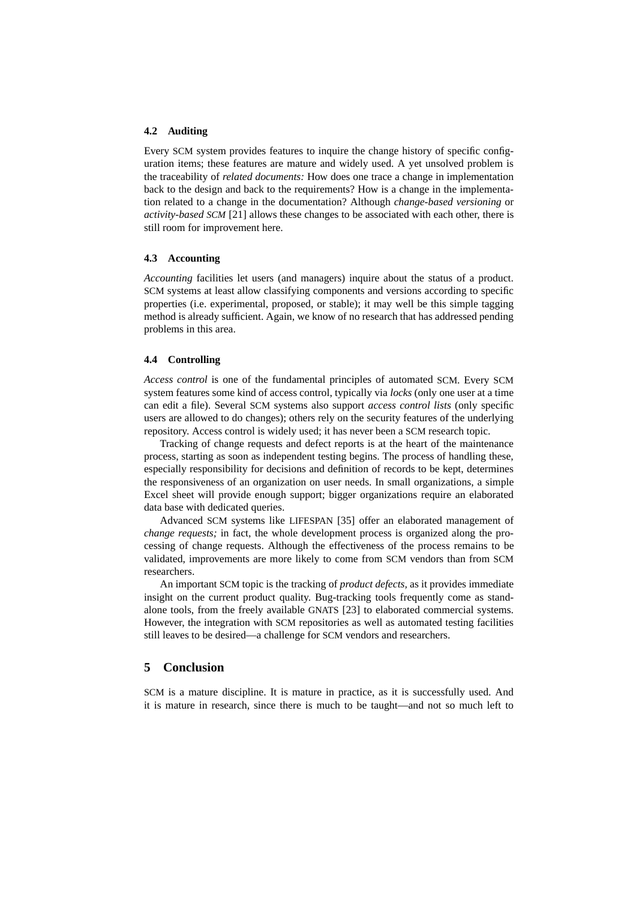### 4.2 Auditing

Every SCM system provides features to inquire the change history of specific configuration items; these features are mature and widely used. A yet unsolved problem is the traceability of *related documents:* How does one trace a change in implementation back to the design and back to the requirements? How is a change in the implementation related to a change in the documentation? Although *change-based versioning* or *activity-based SCM* [21] allows these changes to be associated with each other, there is still room for improvement here.

### 4.3 Accounting

*Accounting* facilities let users (and managers) inquire about the status of a product. SCM systems at least allow classifying components and versions according to specific properties (i.e. experimental, proposed, or stable); it may well be this simple tagging method is already sufficient. Again, we know of no research that has addressed pending problems in this area.

### 4.4 Controlling

*Access control* is one of the fundamental principles of automated SCM. Every SCM system features some kind of access control, typically via *locks* (only one user at a time can edit a file). Several SCM systems also support *access control lists* (only specific users are allowed to do changes); others rely on the security features of the underlying repository. Access control is widely used; it has never been a SCM research topic.

Tracking of change requests and defect reports is at the heart of the maintenance process, starting as soon as independent testing begins. The process of handling these, especially responsibility for decisions and definition of records to be kept, determines the responsiveness of an organization on user needs. In small organizations, a simple Excel sheet will provide enough support; bigger organizations require an elaborated data base with dedicated queries.

Advanced SCM systems like LIFESPAN [35] offer an elaborated management of *change requests;* in fact, the whole development process is organized along the processing of change requests. Although the effectiveness of the process remains to be validated, improvements are more likely to come from SCM vendors than from SCM researchers.

An important SCM topic is the tracking of *product defects,* as it provides immediate insight on the current product quality. Bug-tracking tools frequently come as stand-alone tools, from the freely available GNATS [23] to elaborated commercial systems. However, the integration with SCM repositories as well as automated testing facilities still leaves to be desired—a challenge for SCM vendors and researchers.

## 5 Conclusion

SCM is a mature discipline. It is mature in practice, as it is successfully used. And it is mature in research, since there is much to be taught—and not so much left to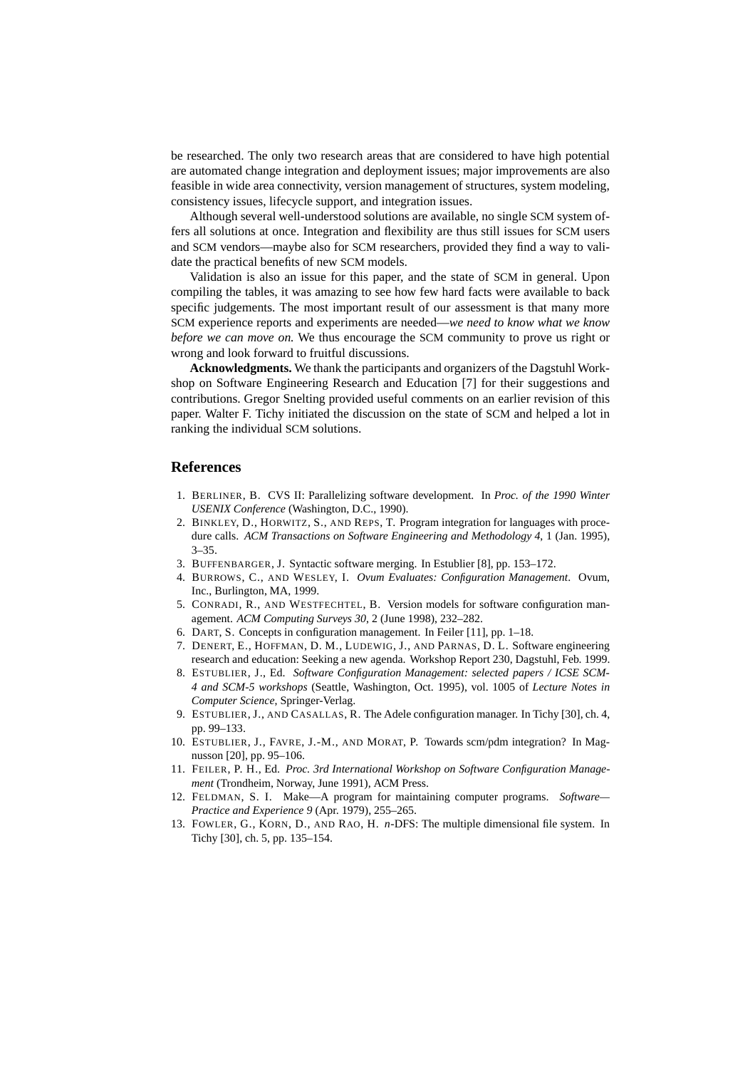be researched. The only two research areas that are considered to have high potential are automated change integration and deployment issues; major improvements are also feasible in wide area connectivity, version management of structures, system modeling, consistency issues, lifecycle support, and integration issues.

Although several well-understood solutions are available, no single SCM system offers all solutions at once. Integration and flexibility are thus still issues for SCM users and SCM vendors—maybe also for SCM researchers, provided they find a way to validate the practical benefits of new SCM models.

Validation is also an issue for this paper, and the state of SCM in general. Upon compiling the tables, it was amazing to see how few hard facts were available to back specific judgements. The most important result of our assessment is that many more SCM experience reports and experiments are needed—*we need to know what we know before we can move on.* We thus encourage the SCM community to prove us right or wrong and look forward to fruitful discussions.

**Acknowledgments.** We thank the participants and organizers of the Dagstuhl Workshop on Software Engineering Research and Education [7] for their suggestions and contributions. Gregor Snelting provided useful comments on an earlier revision of this paper. Walter F. Tichy initiated the discussion on the state of SCM and helped a lot in ranking the individual SCM solutions.

## References

1. BERLINER, B. CVS II: Parallelizing software development. In *Proc. of the 1990 Winter USENIX Conference* (Washington, D.C., 1990).
2. BINKLEY, D., HORWITZ, S., AND REPS, T. Program integration for languages with procedure calls. *ACM Transactions on Software Engineering and Methodology 4*, 1 (Jan. 1995), 3–35.
3. BUFFENBARGER, J. Syntactic software merging. In Estublier [8], pp. 153–172.
4. BURROWS, C., AND WESLEY, I. *Ovum Evaluates: Configuration Management*. Ovum, Inc., Burlington, MA, 1999.
5. CONRADI, R., AND WESTFECHTEL, B. Version models for software configuration management. *ACM Computing Surveys 30*, 2 (June 1998), 232–282.
6. DART, S. Concepts in configuration management. In Feiler [11], pp. 1–18.
7. DENERT, E., HOFFMAN, D. M., LUDEWIG, J., AND PARNAS, D. L. Software engineering research and education: Seeking a new agenda. Workshop Report 230, Dagstuhl, Feb. 1999.
8. ESTUBLIER, J., Ed. *Software Configuration Management: selected papers / ICSE SCM-4 and SCM-5 workshops* (Seattle, Washington, Oct. 1995), vol. 1005 of *Lecture Notes in Computer Science*, Springer-Verlag.
9. ESTUBLIER, J., AND CASALLAS, R. The Adele configuration manager. In Tichy [30], ch. 4, pp. 99–133.
10. ESTUBLIER, J., FAVRE, J.-M., AND MORAT, P. Towards scm/pdm integration? In Magnusson [20], pp. 95–106.
11. FEILER, P. H., Ed. *Proc. 3rd International Workshop on Software Configuration Management* (Trondheim, Norway, June 1991), ACM Press.
12. FELDMAN, S. I. Make—A program for maintaining computer programs. *Software—Practice and Experience 9* (Apr. 1979), 255–265.
13. FOWLER, G., KORN, D., AND RAO, H. *n*-DFS: The multiple dimensional file system. In Tichy [30], ch. 5, pp. 135–154.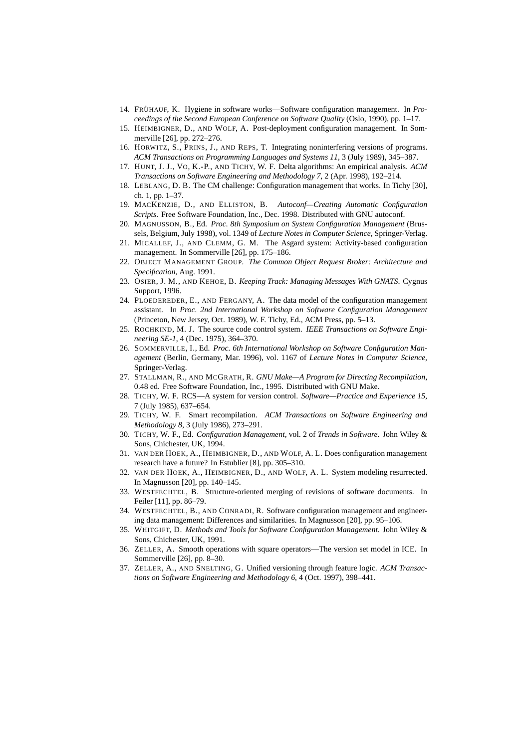14. FRÜHAUF, K. Hygiene in software works—Software configuration management. In *Proceedings of the Second European Conference on Software Quality* (Oslo, 1990), pp. 1–17.
15. HEIMBIGNER, D., AND WOLF, A. Post-deployment configuration management. In Sommerville [26], pp. 272–276.
16. HORWITZ, S., PRINS, J., AND REPS, T. Integrating noninterfering versions of programs. *ACM Transactions on Programming Languages and Systems 11*, 3 (July 1989), 345–387.
17. HUNT, J. J., VO, K.-P., AND TICHY, W. F. Delta algorithms: An empirical analysis. *ACM Transactions on Software Engineering and Methodology 7*, 2 (Apr. 1998), 192–214.
18. LEBLANG, D. B. The CM challenge: Configuration management that works. In Tichy [30], ch. 1, pp. 1–37.
19. MACKENZIE, D., AND ELLISTON, B. *Autoconf—Creating Automatic Configuration Scripts*. Free Software Foundation, Inc., Dec. 1998. Distributed with GNU autoconf.
20. MAGNUSSON, B., Ed. *Proc. 8th Symposium on System Configuration Management* (Brussels, Belgium, July 1998), vol. 1349 of *Lecture Notes in Computer Science*, Springer-Verlag.
21. MICALLEF, J., AND CLEMM, G. M. The Asgard system: Activity-based configuration management. In Sommerville [26], pp. 175–186.
22. OBJECT MANAGEMENT GROUP. *The Common Object Request Broker: Architecture and Specification*, Aug. 1991.
23. OSIER, J. M., AND KEHOE, B. *Keeping Track: Managing Messages With GNATS*. Cygnus Support, 1996.
24. PLOEDEREDER, E., AND FERGANY, A. The data model of the configuration management assistant. In *Proc. 2nd International Workshop on Software Configuration Management* (Princeton, New Jersey, Oct. 1989), W. F. Tichy, Ed., ACM Press, pp. 5–13.
25. ROCHKIND, M. J. The source code control system. *IEEE Transactions on Software Engineering SE-1*, 4 (Dec. 1975), 364–370.
26. SOMMERVILLE, I., Ed. *Proc. 6th International Workshop on Software Configuration Management* (Berlin, Germany, Mar. 1996), vol. 1167 of *Lecture Notes in Computer Science*, Springer-Verlag.
27. STALLMAN, R., AND MCGRATH, R. *GNU Make—A Program for Directing Recompilation*, 0.48 ed. Free Software Foundation, Inc., 1995. Distributed with GNU Make.
28. TICHY, W. F. RCS—A system for version control. *Software—Practice and Experience 15*, 7 (July 1985), 637–654.
29. TICHY, W. F. Smart recompilation. *ACM Transactions on Software Engineering and Methodology 8*, 3 (July 1986), 273–291.
30. TICHY, W. F., Ed. *Configuration Management*, vol. 2 of *Trends in Software*. John Wiley & Sons, Chichester, UK, 1994.
31. VAN DER HOEK, A., HEIMBIGNER, D., AND WOLF, A. L. Does configuration management research have a future? In Estublier [8], pp. 305–310.
32. VAN DER HOEK, A., HEIMBIGNER, D., AND WOLF, A. L. System modeling resurrected. In Magnusson [20], pp. 140–145.
33. WESTFECHTEL, B. Structure-oriented merging of revisions of software documents. In Feiler [11], pp. 86–79.
34. WESTFECHTEL, B., AND CONRADI, R. Software configuration management and engineering data management: Differences and similarities. In Magnusson [20], pp. 95–106.
35. WHITGIFT, D. *Methods and Tools for Software Configuration Management*. John Wiley & Sons, Chichester, UK, 1991.
36. ZELLER, A. Smooth operations with square operators—The version set model in ICE. In Sommerville [26], pp. 8–30.
37. ZELLER, A., AND SNELTING, G. Unified versioning through feature logic. *ACM Transactions on Software Engineering and Methodology 6*, 4 (Oct. 1997), 398–441.